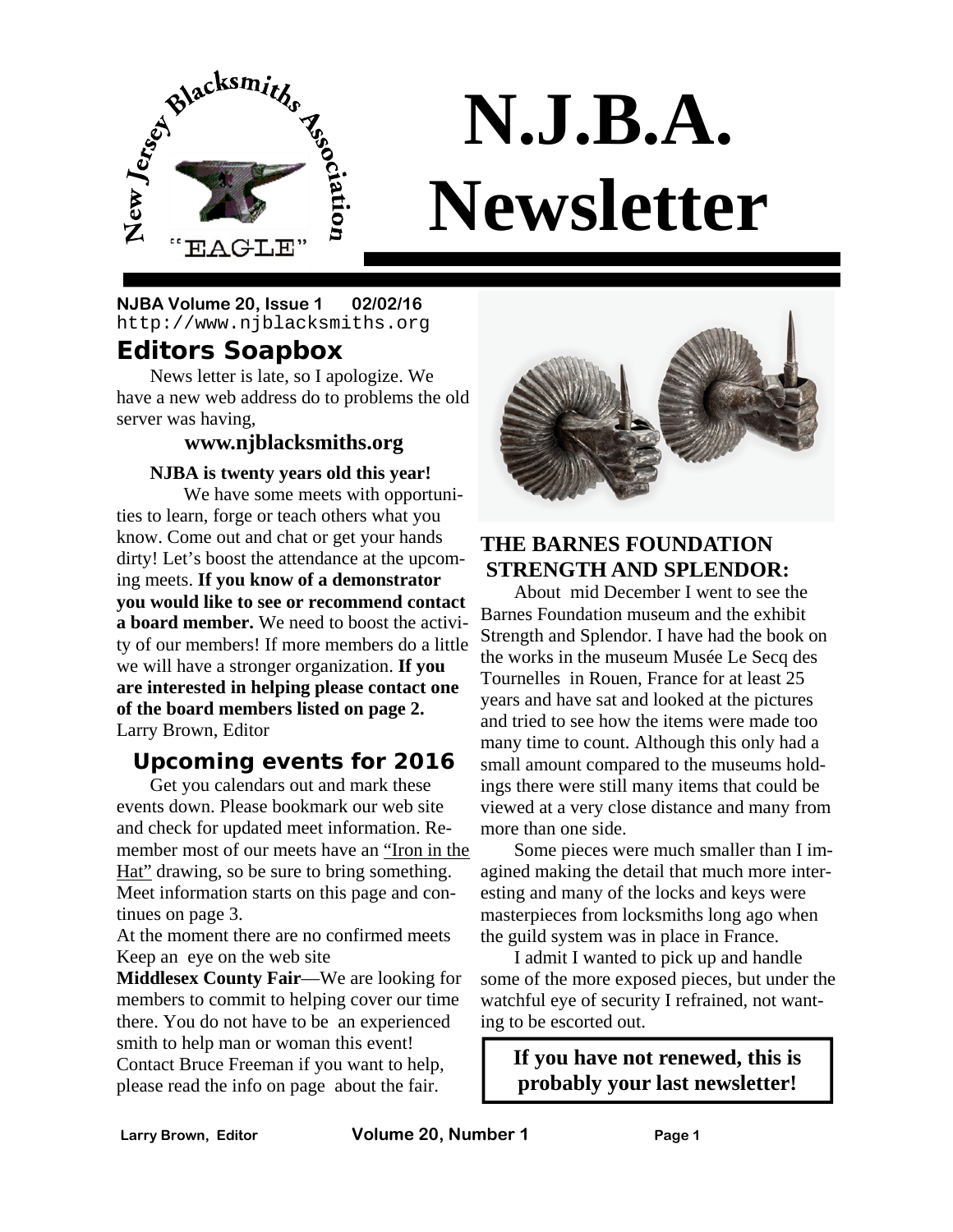# N.J.B.A. Newsletter

**NJBA Volume 20, Issue 1 02/02/16**
http://www.njblacksmiths.org

## Editors Soapbox

News letter is late, so I apologize. We have a new web address do to problems the old server was having,

**www.njblacksmiths.org**

**NJBA is twenty years old this year!**

We have some meets with opportunities to learn, forge or teach others what you know. Come out and chat or get your hands dirty! Let's boost the attendance at the upcoming meets. **If you know of a demonstrator you would like to see or recommend contact a board member.** We need to boost the activity of our members! If more members do a little we will have a stronger organization. **If you are interested in helping please contact one of the board members listed on page 2.**
Larry Brown, Editor

## Upcoming events for 2016

Get you calendars out and mark these events down. Please bookmark our web site and check for updated meet information. Remember most of our meets have an "Iron in the Hat" drawing, so be sure to bring something. Meet information starts on this page and continues on page 3.

At the moment there are no confirmed meets Keep an eye on the web site

**Middlesex County Fair**—We are looking for members to commit to helping cover our time there. You do not have to be an experienced smith to help man or woman this event! Contact Bruce Freeman if you want to help, please read the info on page about the fair.

## THE BARNES FOUNDATION STRENGTH AND SPLENDOR:

About mid December I went to see the Barnes Foundation museum and the exhibit Strength and Splendor. I have had the book on the works in the museum Musée Le Secq des Tournelles in Rouen, France for at least 25 years and have sat and looked at the pictures and tried to see how the items were made too many time to count. Although this only had a small amount compared to the museums holdings there were still many items that could be viewed at a very close distance and many from more than one side.

Some pieces were much smaller than I imagined making the detail that much more interesting and many of the locks and keys were masterpieces from locksmiths long ago when the guild system was in place in France.

I admit I wanted to pick up and handle some of the more exposed pieces, but under the watchful eye of security I refrained, not wanting to be escorted out.

**If you have not renewed, this is probably your last newsletter!**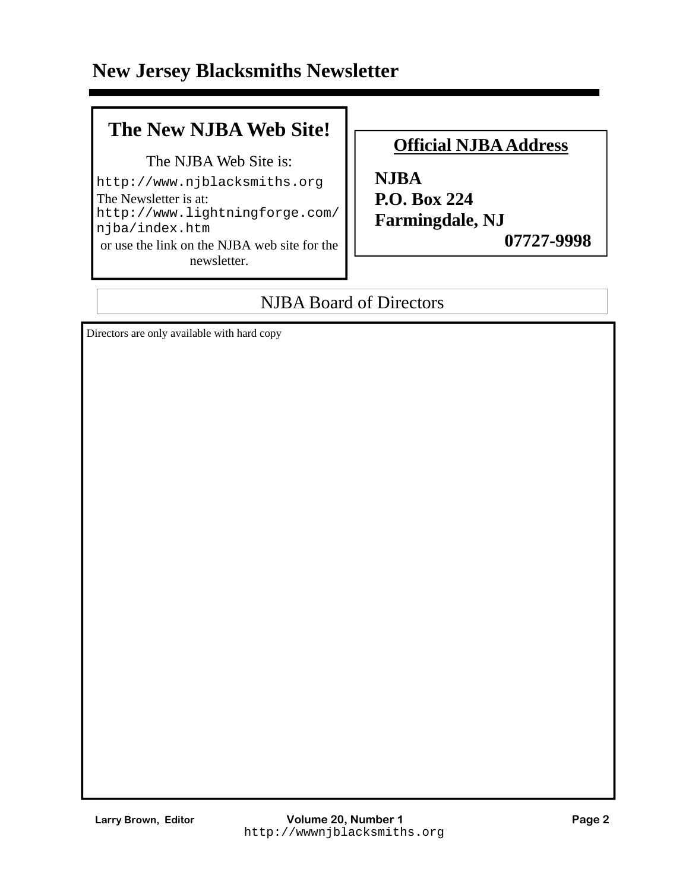# New Jersey Blacksmiths Newsletter

## The New NJBA Web Site!

The NJBA Web Site is:
http://www.njblacksmiths.org

The Newsletter is at:
http://www.lightningforge.com/njba/index.htm

or use the link on the NJBA web site for the newsletter.

## Official NJBA Address

**NJBA**
**P.O. Box 224**
**Farmingdale, NJ**
**07727-9998**

## NJBA Board of Directors

Directors are only available with hard copy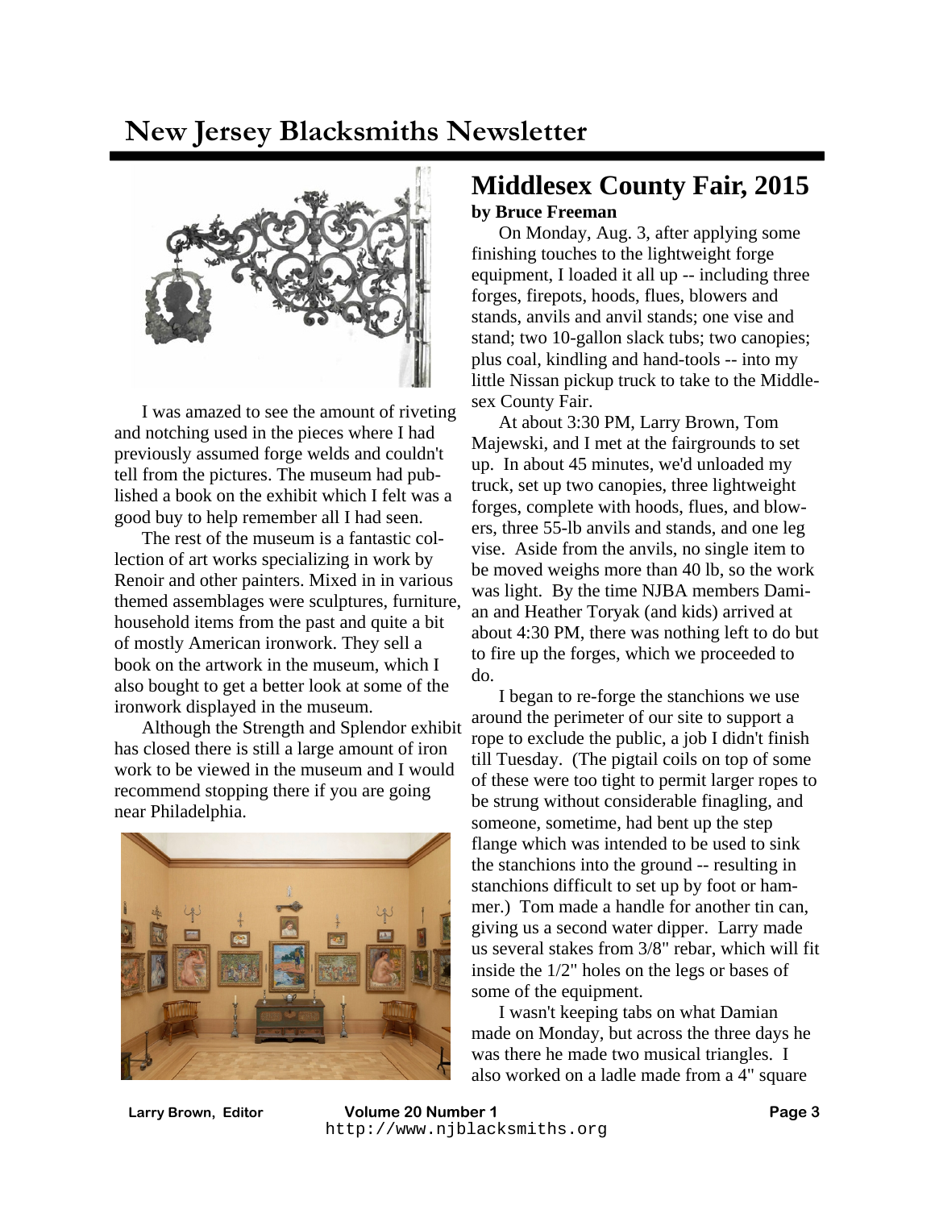I was amazed to see the amount of riveting and notching used in the pieces where I had previously assumed forge welds and couldn't tell from the pictures. The museum had published a book on the exhibit which I felt was a good buy to help remember all I had seen.

The rest of the museum is a fantastic collection of art works specializing in work by Renoir and other painters. Mixed in in various themed assemblages were sculptures, furniture, household items from the past and quite a bit of mostly American ironwork. They sell a book on the artwork in the museum, which I also bought to get a better look at some of the ironwork displayed in the museum.

Although the Strength and Splendor exhibit has closed there is still a large amount of iron work to be viewed in the museum and I would recommend stopping there if you are going near Philadelphia.

## Middlesex County Fair, 2015

**by Bruce Freeman**

On Monday, Aug. 3, after applying some finishing touches to the lightweight forge equipment, I loaded it all up -- including three forges, firepots, hoods, flues, blowers and stands, anvils and anvil stands; one vise and stand; two 10-gallon slack tubs; two canopies; plus coal, kindling and hand-tools -- into my little Nissan pickup truck to take to the Middlesex County Fair.

At about 3:30 PM, Larry Brown, Tom Majewski, and I met at the fairgrounds to set up. In about 45 minutes, we'd unloaded my truck, set up two canopies, three lightweight forges, complete with hoods, flues, and blowers, three 55-lb anvils and stands, and one leg vise. Aside from the anvils, no single item to be moved weighs more than 40 lb, so the work was light. By the time NJBA members Damian and Heather Toryak (and kids) arrived at about 4:30 PM, there was nothing left to do but to fire up the forges, which we proceeded to do.

I began to re-forge the stanchions we use around the perimeter of our site to support a rope to exclude the public, a job I didn't finish till Tuesday. (The pigtail coils on top of some of these were too tight to permit larger ropes to be strung without considerable finagling, and someone, sometime, had bent up the step flange which was intended to be used to sink the stanchions into the ground -- resulting in stanchions difficult to set up by foot or hammer.) Tom made a handle for another tin can, giving us a second water dipper. Larry made us several stakes from 3/8" rebar, which will fit inside the 1/2" holes on the legs or bases of some of the equipment.

I wasn't keeping tabs on what Damian made on Monday, but across the three days he was there he made two musical triangles. I also worked on a ladle made from a 4" square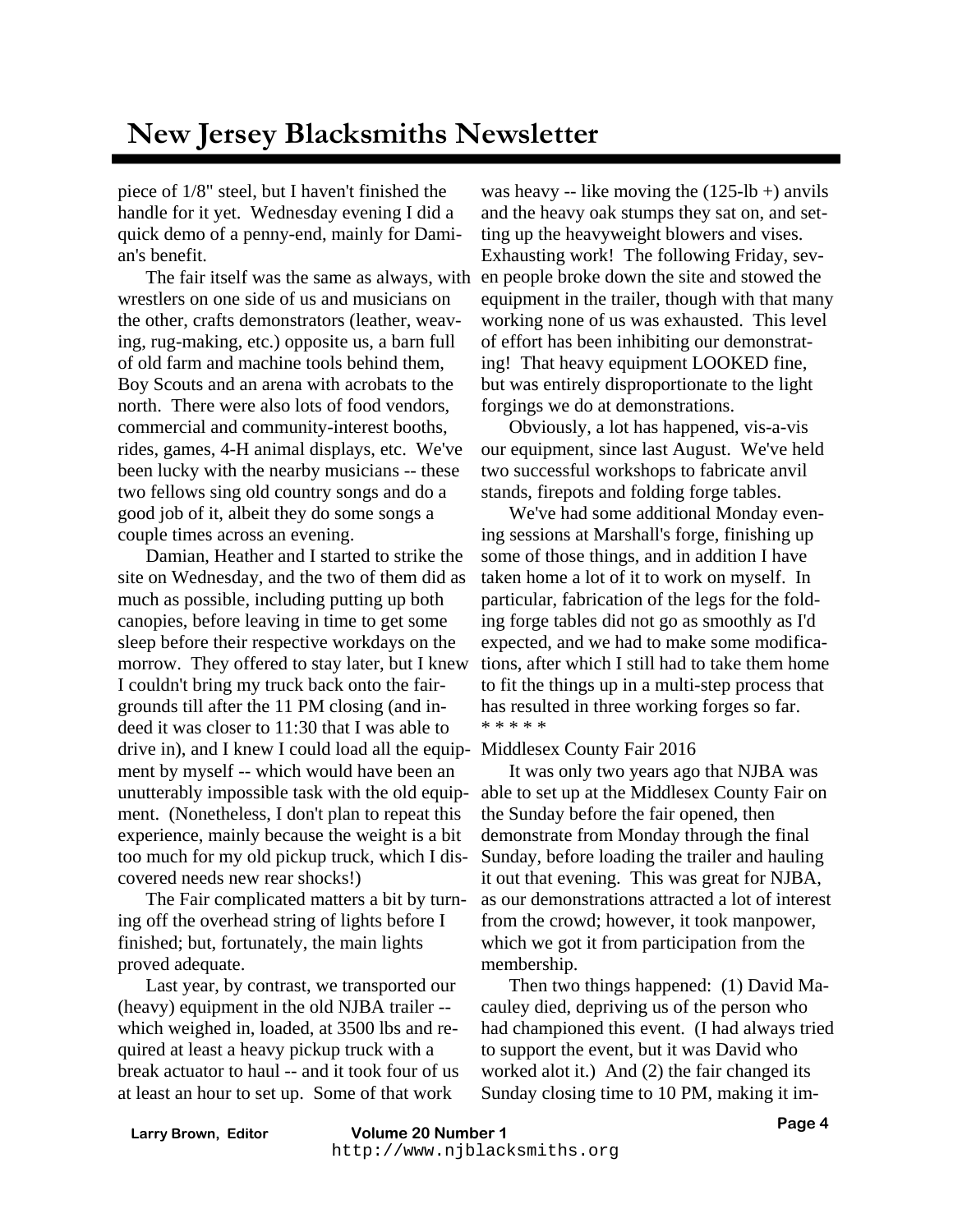piece of 1/8" steel, but I haven't finished the handle for it yet. Wednesday evening I did a quick demo of a penny-end, mainly for Damian's benefit.

The fair itself was the same as always, with wrestlers on one side of us and musicians on the other, crafts demonstrators (leather, weaving, rug-making, etc.) opposite us, a barn full of old farm and machine tools behind them, Boy Scouts and an arena with acrobats to the north. There were also lots of food vendors, commercial and community-interest booths, rides, games, 4-H animal displays, etc. We've been lucky with the nearby musicians -- these two fellows sing old country songs and do a good job of it, albeit they do some songs a couple times across an evening.

Damian, Heather and I started to strike the site on Wednesday, and the two of them did as much as possible, including putting up both canopies, before leaving in time to get some sleep before their respective workdays on the morrow. They offered to stay later, but I knew I couldn't bring my truck back onto the fairgrounds till after the 11 PM closing (and indeed it was closer to 11:30 that I was able to drive in), and I knew I could load all the equipment by myself -- which would have been an unutterably impossible task with the old equipment. (Nonetheless, I don't plan to repeat this experience, mainly because the weight is a bit too much for my old pickup truck, which I discovered needs new rear shocks!)

The Fair complicated matters a bit by turning off the overhead string of lights before I finished; but, fortunately, the main lights proved adequate.

Last year, by contrast, we transported our (heavy) equipment in the old NJBA trailer -- which weighed in, loaded, at 3500 lbs and required at least a heavy pickup truck with a break actuator to haul -- and it took four of us at least an hour to set up. Some of that work was heavy -- like moving the (125-lb +) anvils and the heavy oak stumps they sat on, and setting up the heavyweight blowers and vises. Exhausting work! The following Friday, seven people broke down the site and stowed the equipment in the trailer, though with that many working none of us was exhausted. This level of effort has been inhibiting our demonstrating! That heavy equipment LOOKED fine, but was entirely disproportionate to the light forgings we do at demonstrations.

Obviously, a lot has happened, vis-a-vis our equipment, since last August. We've held two successful workshops to fabricate anvil stands, firepots and folding forge tables.

We've had some additional Monday evening sessions at Marshall's forge, finishing up some of those things, and in addition I have taken home a lot of it to work on myself. In particular, fabrication of the legs for the folding forge tables did not go as smoothly as I'd expected, and we had to make some modifications, after which I still had to take them home to fit the things up in a multi-step process that has resulted in three working forges so far.

* * * * *

Middlesex County Fair 2016

It was only two years ago that NJBA was able to set up at the Middlesex County Fair on the Sunday before the fair opened, then demonstrate from Monday through the final Sunday, before loading the trailer and hauling it out that evening. This was great for NJBA, as our demonstrations attracted a lot of interest from the crowd; however, it took manpower, which we got it from participation from the membership.

Then two things happened: (1) David Macauley died, depriving us of the person who had championed this event. (I had always tried to support the event, but it was David who worked alot it.) And (2) the fair changed its Sunday closing time to 10 PM, making it im-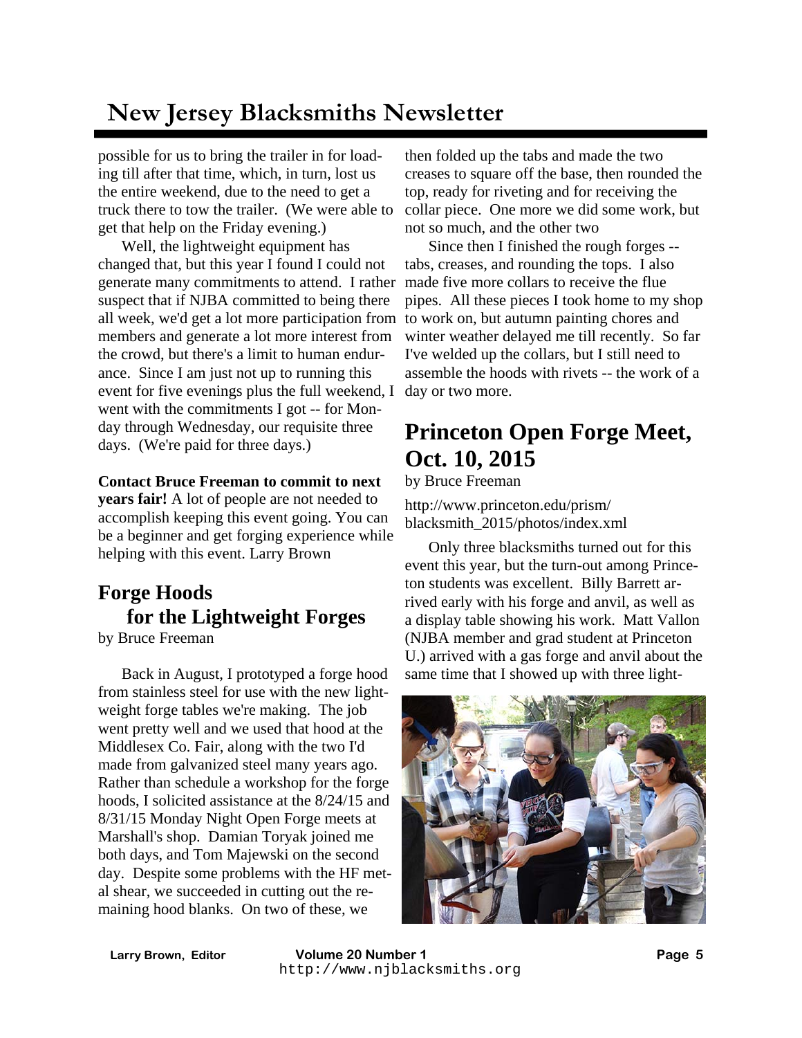possible for us to bring the trailer in for loading till after that time, which, in turn, lost us the entire weekend, due to the need to get a truck there to tow the trailer. (We were able to get that help on the Friday evening.)

Well, the lightweight equipment has changed that, but this year I found I could not generate many commitments to attend. I rather suspect that if NJBA committed to being there all week, we'd get a lot more participation from members and generate a lot more interest from the crowd, but there's a limit to human endurance. Since I am just not up to running this event for five evenings plus the full weekend, I went with the commitments I got -- for Monday through Wednesday, our requisite three days. (We're paid for three days.)

**Contact Bruce Freeman to commit to next years fair!** A lot of people are not needed to accomplish keeping this event going. You can be a beginner and get forging experience while helping with this event. Larry Brown

## Forge Hoods for the Lightweight Forges

by Bruce Freeman

Back in August, I prototyped a forge hood from stainless steel for use with the new lightweight forge tables we're making. The job went pretty well and we used that hood at the Middlesex Co. Fair, along with the two I'd made from galvanized steel many years ago. Rather than schedule a workshop for the forge hoods, I solicited assistance at the 8/24/15 and 8/31/15 Monday Night Open Forge meets at Marshall's shop. Damian Toryak joined me both days, and Tom Majewski on the second day. Despite some problems with the HF metal shear, we succeeded in cutting out the remaining hood blanks. On two of these, we then folded up the tabs and made the two creases to square off the base, then rounded the top, ready for riveting and for receiving the collar piece. One more we did some work, but not so much, and the other two

Since then I finished the rough forges -- tabs, creases, and rounding the tops. I also made five more collars to receive the flue pipes. All these pieces I took home to my shop to work on, but autumn painting chores and winter weather delayed me till recently. So far I've welded up the collars, but I still need to assemble the hoods with rivets -- the work of a day or two more.

## Princeton Open Forge Meet, Oct. 10, 2015

by Bruce Freeman

http://www.princeton.edu/prism/blacksmith_2015/photos/index.xml

Only three blacksmiths turned out for this event this year, but the turn-out among Princeton students was excellent. Billy Barrett arrived early with his forge and anvil, as well as a display table showing his work. Matt Vallon (NJBA member and grad student at Princeton U.) arrived with a gas forge and anvil about the same time that I showed up with three light-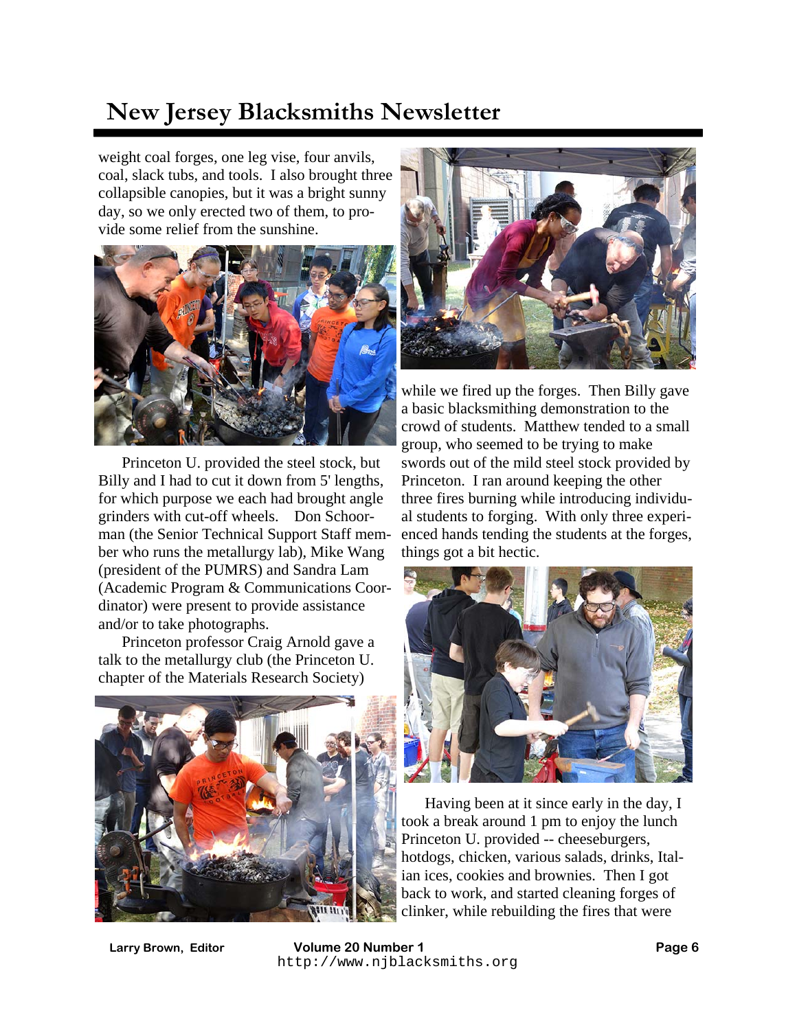weight coal forges, one leg vise, four anvils, coal, slack tubs, and tools. I also brought three collapsible canopies, but it was a bright sunny day, so we only erected two of them, to provide some relief from the sunshine.

Princeton U. provided the steel stock, but Billy and I had to cut it down from 5' lengths, for which purpose we each had brought angle grinders with cut-off wheels. Don Schoorman (the Senior Technical Support Staff member who runs the metallurgy lab), Mike Wang (president of the PUMRS) and Sandra Lam (Academic Program & Communications Coordinator) were present to provide assistance and/or to take photographs.

Princeton professor Craig Arnold gave a talk to the metallurgy club (the Princeton U. chapter of the Materials Research Society) while we fired up the forges. Then Billy gave a basic blacksmithing demonstration to the crowd of students. Matthew tended to a small group, who seemed to be trying to make swords out of the mild steel stock provided by Princeton. I ran around keeping the other three fires burning while introducing individual students to forging. With only three experienced hands tending the students at the forges, things got a bit hectic.

Having been at it since early in the day, I took a break around 1 pm to enjoy the lunch Princeton U. provided -- cheeseburgers, hotdogs, chicken, various salads, drinks, Italian ices, cookies and brownies. Then I got back to work, and started cleaning forges of clinker, while rebuilding the fires that were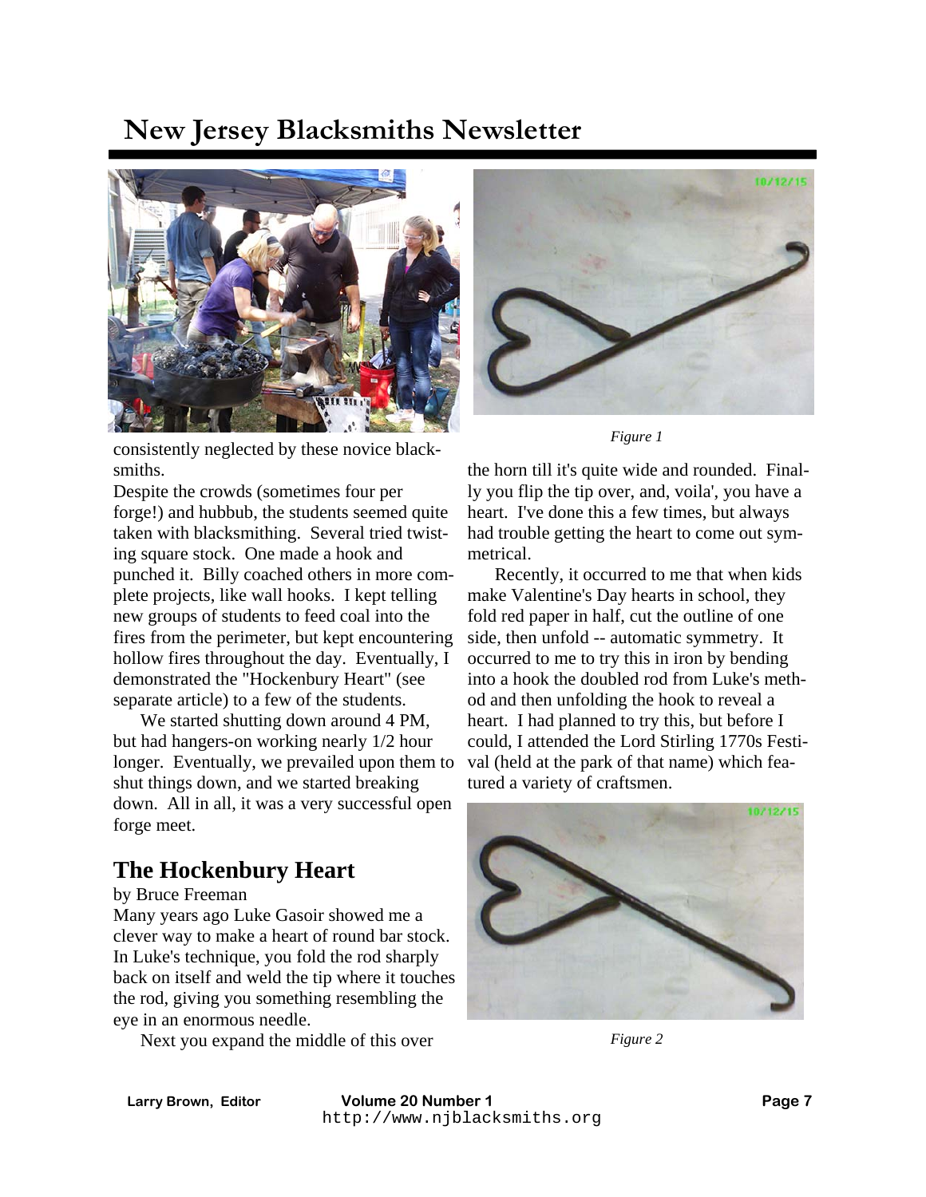consistently neglected by these novice blacksmiths.

Despite the crowds (sometimes four per forge!) and hubbub, the students seemed quite taken with blacksmithing. Several tried twisting square stock. One made a hook and punched it. Billy coached others in more complete projects, like wall hooks. I kept telling new groups of students to feed coal into the fires from the perimeter, but kept encountering hollow fires throughout the day. Eventually, I demonstrated the "Hockenbury Heart" (see separate article) to a few of the students.

We started shutting down around 4 PM, but had hangers-on working nearly 1/2 hour longer. Eventually, we prevailed upon them to shut things down, and we started breaking down. All in all, it was a very successful open forge meet.

## The Hockenbury Heart

by Bruce Freeman

Many years ago Luke Gasoir showed me a clever way to make a heart of round bar stock. In Luke's technique, you fold the rod sharply back on itself and weld the tip where it touches the rod, giving you something resembling the eye in an enormous needle.

Next you expand the middle of this over the horn till it's quite wide and rounded. Finally you flip the tip over, and, voila', you have a heart. I've done this a few times, but always had trouble getting the heart to come out symmetrical.

Recently, it occurred to me that when kids make Valentine's Day hearts in school, they fold red paper in half, cut the outline of one side, then unfold -- automatic symmetry. It occurred to me to try this in iron by bending into a hook the doubled rod from Luke's method and then unfolding the hook to reveal a heart. I had planned to try this, but before I could, I attended the Lord Stirling 1770s Festival (held at the park of that name) which featured a variety of craftsmen.

*Figure 1*

*Figure 2*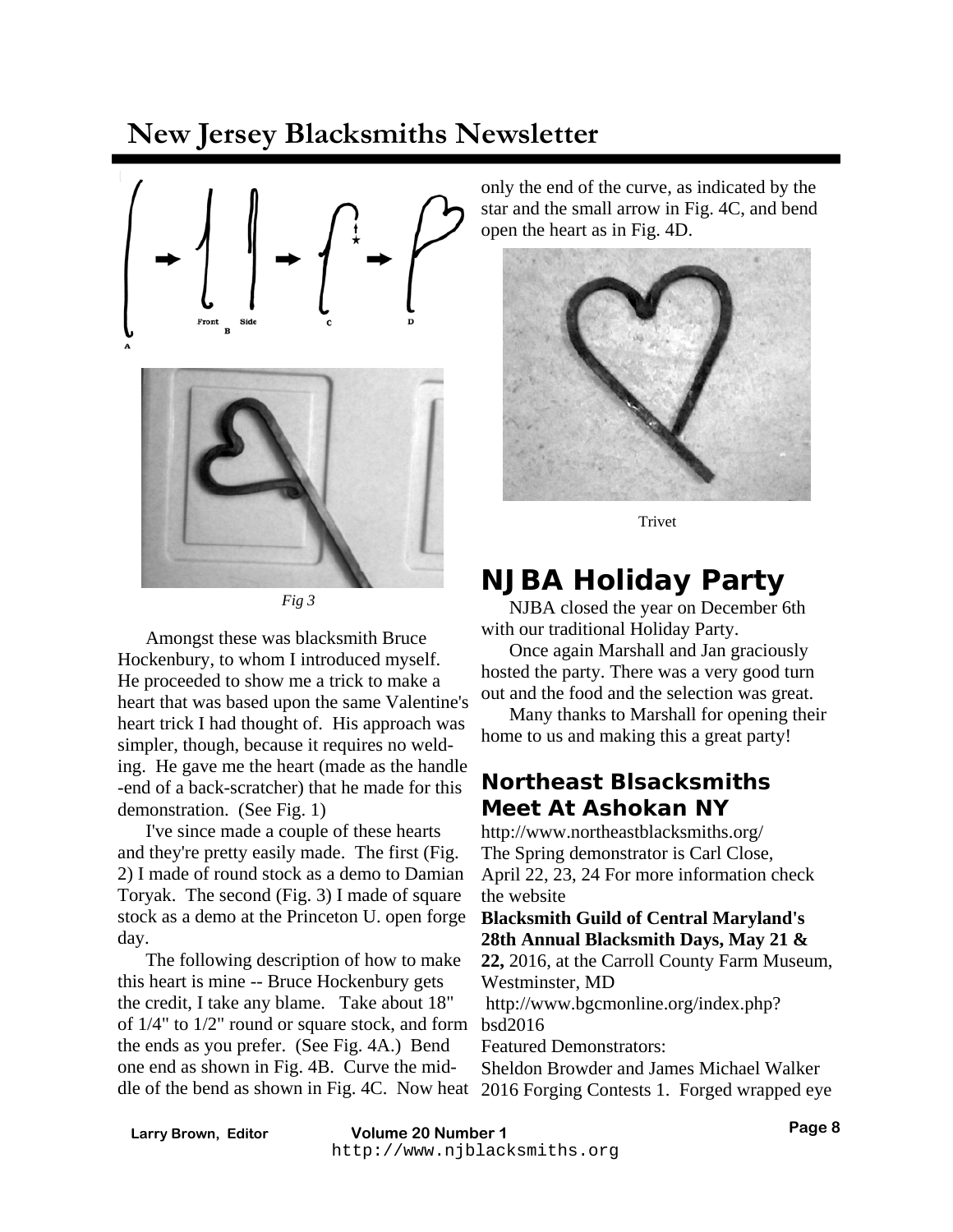Fig 3

Amongst these was blacksmith Bruce Hockenbury, to whom I introduced myself. He proceeded to show me a trick to make a heart that was based upon the same Valentine's heart trick I had thought of. His approach was simpler, though, because it requires no welding. He gave me the heart (made as the handle -end of a back-scratcher) that he made for this demonstration. (See Fig. 1)

I've since made a couple of these hearts and they're pretty easily made. The first (Fig. 2) I made of round stock as a demo to Damian Toryak. The second (Fig. 3) I made of square stock as a demo at the Princeton U. open forge day.

The following description of how to make this heart is mine -- Bruce Hockenbury gets the credit, I take any blame. Take about 18" of 1/4" to 1/2" round or square stock, and form the ends as you prefer. (See Fig. 4A.) Bend one end as shown in Fig. 4B. Curve the middle of the bend as shown in Fig. 4C. Now heat only the end of the curve, as indicated by the star and the small arrow in Fig. 4C, and bend open the heart as in Fig. 4D.

Trivet

# NJBA Holiday Party

NJBA closed the year on December 6th with our traditional Holiday Party.

Once again Marshall and Jan graciously hosted the party. There was a very good turn out and the food and the selection was great.

Many thanks to Marshall for opening their home to us and making this a great party!

## Northeast Blsacksmiths Meet At Ashokan NY

http://www.northeastblacksmiths.org/
The Spring demonstrator is Carl Close, April 22, 23, 24 For more information check the website

**Blacksmith Guild of Central Maryland's 28th Annual Blacksmith Days, May 21 & 22,** 2016, at the Carroll County Farm Museum, Westminster, MD
http://www.bgcmonline.org/index.php?bsd2016
Featured Demonstrators:
Sheldon Browder and James Michael Walker
2016 Forging Contests 1. Forged wrapped eye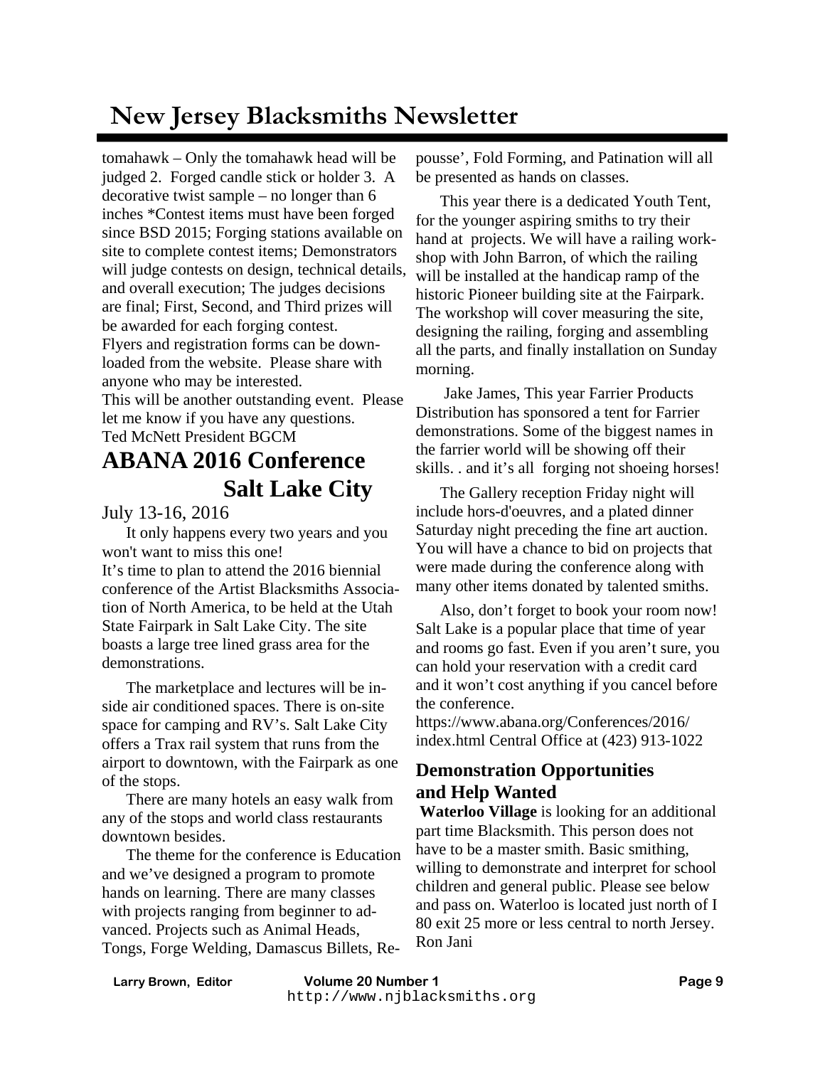tomahawk – Only the tomahawk head will be judged 2. Forged candle stick or holder 3. A decorative twist sample – no longer than 6 inches *Contest items must have been forged since BSD 2015; Forging stations available on site to complete contest items; Demonstrators will judge contests on design, technical details, and overall execution; The judges decisions are final; First, Second, and Third prizes will be awarded for each forging contest.
Flyers and registration forms can be downloaded from the website. Please share with anyone who may be interested.
This will be another outstanding event. Please let me know if you have any questions.
Ted McNett President BGCM

# ABANA 2016 Conference Salt Lake City

July 13-16, 2016

It only happens every two years and you won't want to miss this one!
It's time to plan to attend the 2016 biennial conference of the Artist Blacksmiths Association of North America, to be held at the Utah State Fairpark in Salt Lake City. The site boasts a large tree lined grass area for the demonstrations.

The marketplace and lectures will be inside air conditioned spaces. There is on-site space for camping and RV's. Salt Lake City offers a Trax rail system that runs from the airport to downtown, with the Fairpark as one of the stops.

There are many hotels an easy walk from any of the stops and world class restaurants downtown besides.

The theme for the conference is Education and we've designed a program to promote hands on learning. There are many classes with projects ranging from beginner to advanced. Projects such as Animal Heads, Tongs, Forge Welding, Damascus Billets, Repousse', Fold Forming, and Patination will all be presented as hands on classes.

This year there is a dedicated Youth Tent, for the younger aspiring smiths to try their hand at projects. We will have a railing workshop with John Barron, of which the railing will be installed at the handicap ramp of the historic Pioneer building site at the Fairpark. The workshop will cover measuring the site, designing the railing, forging and assembling all the parts, and finally installation on Sunday morning.

Jake James, This year Farrier Products Distribution has sponsored a tent for Farrier demonstrations. Some of the biggest names in the farrier world will be showing off their skills. . and it's all forging not shoeing horses!

The Gallery reception Friday night will include hors-d'oeuvres, and a plated dinner Saturday night preceding the fine art auction. You will have a chance to bid on projects that were made during the conference along with many other items donated by talented smiths.

Also, don't forget to book your room now! Salt Lake is a popular place that time of year and rooms go fast. Even if you aren't sure, you can hold your reservation with a credit card and it won't cost anything if you cancel before the conference.
https://www.abana.org/Conferences/2016/index.html Central Office at (423) 913-1022

## Demonstration Opportunities and Help Wanted

**Waterloo Village** is looking for an additional part time Blacksmith. This person does not have to be a master smith. Basic smithing, willing to demonstrate and interpret for school children and general public. Please see below and pass on. Waterloo is located just north of I 80 exit 25 more or less central to north Jersey.
Ron Jani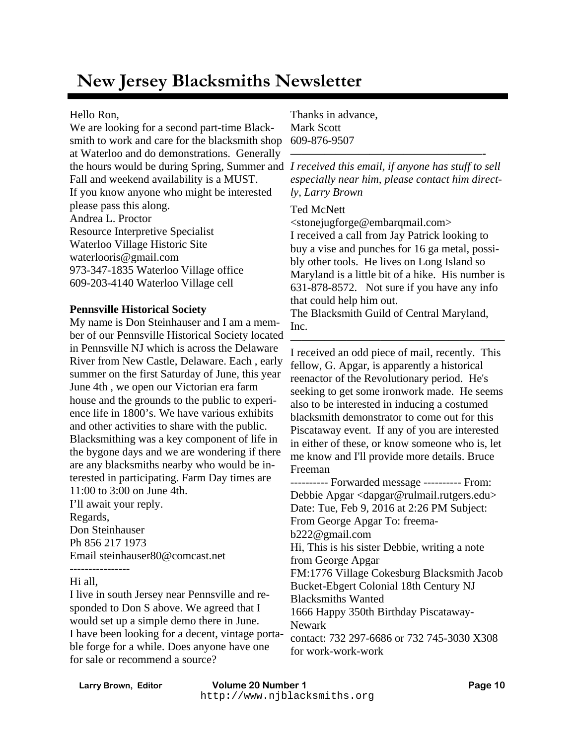# New Jersey Blacksmiths Newsletter

Hello Ron,
We are looking for a second part-time Blacksmith to work and care for the blacksmith shop at Waterloo and do demonstrations. Generally the hours would be during Spring, Summer and Fall and weekend availability is a MUST.
If you know anyone who might be interested please pass this along.
Andrea L. Proctor
Resource Interpretive Specialist
Waterloo Village Historic Site
waterlooris@gmail.com
973-347-1835 Waterloo Village office
609-203-4140 Waterloo Village cell

**Pennsville Historical Society**

My name is Don Steinhauser and I am a member of our Pennsville Historical Society located in Pennsville NJ which is across the Delaware River from New Castle, Delaware. Each , early summer on the first Saturday of June, this year June 4th , we open our Victorian era farm house and the grounds to the public to experience life in 1800's. We have various exhibits and other activities to share with the public. Blacksmithing was a key component of life in the bygone days and we are wondering if there are any blacksmiths nearby who would be interested in participating. Farm Day times are 11:00 to 3:00 on June 4th.
I'll await your reply.
Regards,
Don Steinhauser
Ph 856 217 1973
Email steinhauser80@comcast.net

----------------

Hi all,
I live in south Jersey near Pennsville and responded to Don S above. We agreed that I would set up a simple demo there in June.
I have been looking for a decent, vintage portable forge for a while. Does anyone have one for sale or recommend a source?
Thanks in advance,
Mark Scott
609-876-9507

---

*I received this email, if anyone has stuff to sell especially near him, please contact him directly, Larry Brown*

Ted McNett
<stonejugforge@embarqmail.com>
I received a call from Jay Patrick looking to buy a vise and punches for 16 ga metal, possibly other tools. He lives on Long Island so Maryland is a little bit of a hike. His number is 631-878-8572. Not sure if you have any info that could help him out.
The Blacksmith Guild of Central Maryland, Inc.

---

I received an odd piece of mail, recently. This fellow, G. Apgar, is apparently a historical reenactor of the Revolutionary period. He's seeking to get some ironwork made. He seems also to be interested in inducing a costumed blacksmith demonstrator to come out for this Piscataway event. If any of you are interested in either of these, or know someone who is, let me know and I'll provide more details. Bruce Freeman

---------- Forwarded message ---------- From: Debbie Apgar <dapgar@rulmail.rutgers.edu> Date: Tue, Feb 9, 2016 at 2:26 PM Subject: From George Apgar To: freemab222@gmail.com
Hi, This is his sister Debbie, writing a note from George Apgar
FM:1776 Village Cokesburg Blacksmith Jacob Bucket-Ebgert Colonial 18th Century NJ Blacksmiths Wanted
1666 Happy 350th Birthday Piscataway-Newark
contact: 732 297-6686 or 732 745-3030 X308 for work-work-work